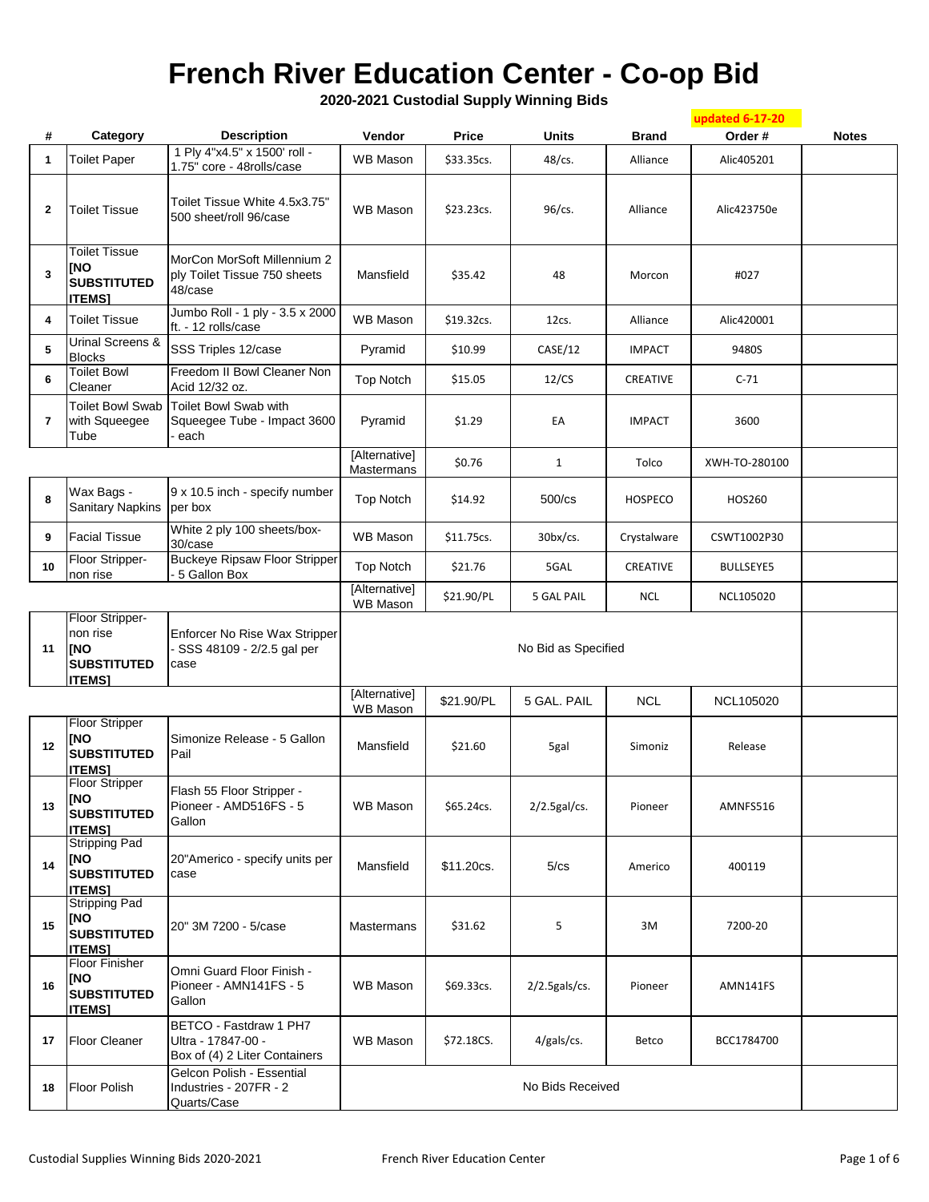# French River Education Center - Co-op Bid

**2020-2021 Custodial Supply Winning Bids**

updated 6-17-20

| # | Category | Description | Vendor | Price | Units | Brand | Order # | Notes |
|---|---|---|---|---|---|---|---|---|
| 1 | Toilet Paper | 1 Ply 4"x4.5" x 1500' roll - 1.75" core - 48rolls/case | WB Mason | $33.35cs. | 48/cs. | Alliance | Alic405201 | |
| 2 | Toilet Tissue | Toilet Tissue White 4.5x3.75" 500 sheet/roll 96/case | WB Mason | $23.23cs. | 96/cs. | Alliance | Alic423750e | |
| 3 | Toilet Tissue **[NO SUBSTITUTED ITEMS]** | MorCon MorSoft Millennium 2 ply Toilet Tissue 750 sheets 48/case | Mansfield | $35.42 | 48 | Morcon | #027 | |
| 4 | Toilet Tissue | Jumbo Roll - 1 ply - 3.5 x 2000 ft. - 12 rolls/case | WB Mason | $19.32cs. | 12cs. | Alliance | Alic420001 | |
| 5 | Urinal Screens & Blocks | SSS Triples 12/case | Pyramid | $10.99 | CASE/12 | IMPACT | 9480S | |
| 6 | Toilet Bowl Cleaner | Freedom II Bowl Cleaner Non Acid 12/32 oz. | Top Notch | $15.05 | 12/CS | CREATIVE | C-71 | |
| 7 | Toilet Bowl Swab with Squeegee Tube | Toilet Bowl Swab with Squeegee Tube - Impact 3600 - each | Pyramid | $1.29 | EA | IMPACT | 3600 | |
| | | | [Alternative] Mastermans | $0.76 | 1 | Tolco | XWH-TO-280100 | |
| 8 | Wax Bags - Sanitary Napkins | 9 x 10.5 inch - specify number per box | Top Notch | $14.92 | 500/cs | HOSPECO | HOS260 | |
| 9 | Facial Tissue | White 2 ply 100 sheets/box- 30/case | WB Mason | $11.75cs. | 30bx/cs. | Crystalware | CSWT1002P30 | |
| 10 | Floor Stripper- non rise | Buckeye Ripsaw Floor Stripper - 5 Gallon Box | Top Notch | $21.76 | 5GAL | CREATIVE | BULLSEYE5 | |
| | | | [Alternative] WB Mason | $21.90/PL | 5 GAL PAIL | NCL | NCL105020 | |
| 11 | Floor Stripper- non rise **[NO SUBSTITUTED ITEMS]** | Enforcer No Rise Wax Stripper - SSS 48109 - 2/2.5 gal per case | No Bid as Specified | | | | | |
| | | | [Alternative] WB Mason | $21.90/PL | 5 GAL. PAIL | NCL | NCL105020 | |
| 12 | Floor Stripper **[NO SUBSTITUTED ITEMS]** | Simonize Release - 5 Gallon Pail | Mansfield | $21.60 | 5gal | Simoniz | Release | |
| 13 | Floor Stripper **[NO SUBSTITUTED ITEMS]** | Flash 55 Floor Stripper - Pioneer - AMD516FS - 5 Gallon | WB Mason | $65.24cs. | 2/2.5gal/cs. | Pioneer | AMNFS516 | |
| 14 | Stripping Pad **[NO SUBSTITUTED ITEMS]** | 20"Americo - specify units per case | Mansfield | $11.20cs. | 5/cs | Americo | 400119 | |
| 15 | Stripping Pad **[NO SUBSTITUTED ITEMS]** | 20" 3M 7200 - 5/case | Mastermans | $31.62 | 5 | 3M | 7200-20 | |
| 16 | Floor Finisher **[NO SUBSTITUTED ITEMS]** | Omni Guard Floor Finish - Pioneer - AMN141FS - 5 Gallon | WB Mason | $69.33cs. | 2/2.5gals/cs. | Pioneer | AMN141FS | |
| 17 | Floor Cleaner | BETCO - Fastdraw 1 PH7 Ultra - 17847-00 - Box of (4) 2 Liter Containers | WB Mason | $72.18CS. | 4/gals/cs. | Betco | BCC1784700 | |
| 18 | Floor Polish | Gelcon Polish - Essential Industries - 207FR - 2 Quarts/Case | No Bids Received | | | | | |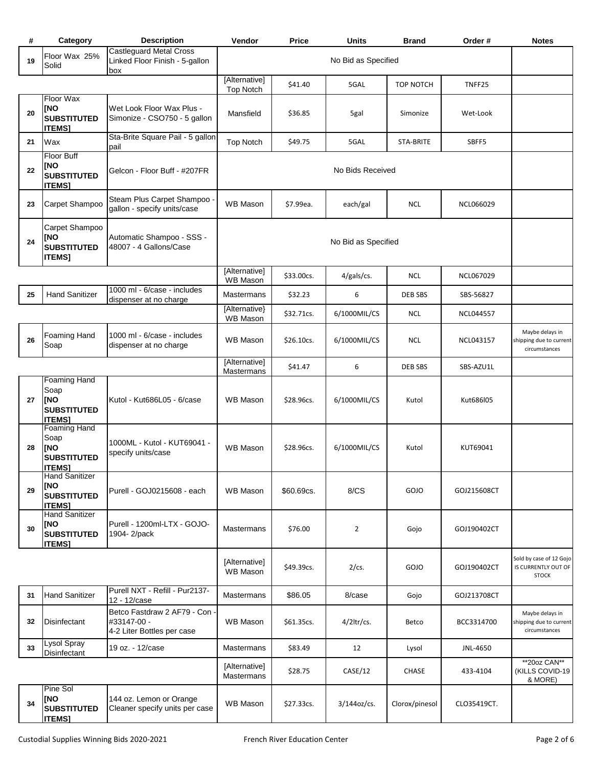| # | Category | Description | Vendor | Price | Units | Brand | Order # | Notes |
|---|---|---|---|---|---|---|---|---|
| 19 | Floor Wax 25% Solid | Castleguard Metal Cross Linked Floor Finish - 5-gallon box | No Bid as Specified | | | | | |
| | | | [Alternative] Top Notch | $41.40 | 5GAL | TOP NOTCH | TNFF25 | |
| 20 | Floor Wax [NO SUBSTITUTED ITEMS] | Wet Look Floor Wax Plus - Simonize - CSO750 - 5 gallon | Mansfield | $36.85 | 5gal | Simonize | Wet-Look | |
| 21 | Wax | Sta-Brite Square Pail - 5 gallon pail | Top Notch | $49.75 | 5GAL | STA-BRITE | SBFF5 | |
| 22 | Floor Buff [NO SUBSTITUTED ITEMS] | Gelcon - Floor Buff - #207FR | No Bids Received | | | | | |
| 23 | Carpet Shampoo | Steam Plus Carpet Shampoo - gallon - specify units/case | WB Mason | $7.99ea. | each/gal | NCL | NCL066029 | |
| 24 | Carpet Shampoo [NO SUBSTITUTED ITEMS] | Automatic Shampoo - SSS - 48007 - 4 Gallons/Case | No Bid as Specified | | | | | |
| | | | [Alternative] WB Mason | $33.00cs. | 4/gals/cs. | NCL | NCL067029 | |
| 25 | Hand Sanitizer | 1000 ml - 6/case - includes dispenser at no charge | Mastermans | $32.23 | 6 | DEB SBS | SBS-56827 | |
| | | | [Alternative} WB Mason | $32.71cs. | 6/1000MIL/CS | NCL | NCL044557 | |
| 26 | Foaming Hand Soap | 1000 ml - 6/case - includes dispenser at no charge | WB Mason | $26.10cs. | 6/1000MIL/CS | NCL | NCL043157 | Maybe delays in shipping due to current circumstances |
| | | | [Alternative] Mastermans | $41.47 | 6 | DEB SBS | SBS-AZU1L | |
| 27 | Foaming Hand Soap [NO SUBSTITUTED ITEMS] | Kutol - Kut686L05 - 6/case | WB Mason | $28.96cs. | 6/1000MIL/CS | Kutol | Kut686l05 | |
| 28 | Foaming Hand Soap [NO SUBSTITUTED ITEMS] | 1000ML - Kutol - KUT69041 - specify units/case | WB Mason | $28.96cs. | 6/1000MIL/CS | Kutol | KUT69041 | |
| 29 | Hand Sanitizer [NO SUBSTITUTED ITEMS] | Purell - GOJ0215608 - each | WB Mason | $60.69cs. | 8/CS | GOJO | GOJ215608CT | |
| 30 | Hand Sanitizer [NO SUBSTITUTED ITEMS] | Purell - 1200ml-LTX - GOJO-1904- 2/pack | Mastermans | $76.00 | 2 | Gojo | GOJ190402CT | |
| | | | [Alternative] WB Mason | $49.39cs. | 2/cs. | GOJO | GOJ190402CT | Sold by case of 12 Gojo IS CURRENTLY OUT OF STOCK |
| 31 | Hand Sanitizer | Purell NXT - Refill - Pur2137-12 - 12/case | Mastermans | $86.05 | 8/case | Gojo | GOJ213708CT | |
| 32 | Disinfectant | Betco Fastdraw 2 AF79 - Con - #33147-00 - 4-2 Liter Bottles per case | WB Mason | $61.35cs. | 4/2ltr/cs. | Betco | BCC3314700 | Maybe delays in shipping due to current circumstances |
| 33 | Lysol Spray Disinfectant | 19 oz. - 12/case | Mastermans | $83.49 | 12 | Lysol | JNL-4650 | |
| | | | [Alternative] Mastermans | $28.75 | CASE/12 | CHASE | 433-4104 | **20oz CAN** (KILLS COVID-19 & MORE) |
| 34 | Pine Sol [NO SUBSTITUTED ITEMS] | 144 oz. Lemon or Orange Cleaner specify units per case | WB Mason | $27.33cs. | 3/144oz/cs. | Clorox/pinesol | CLO35419CT. | |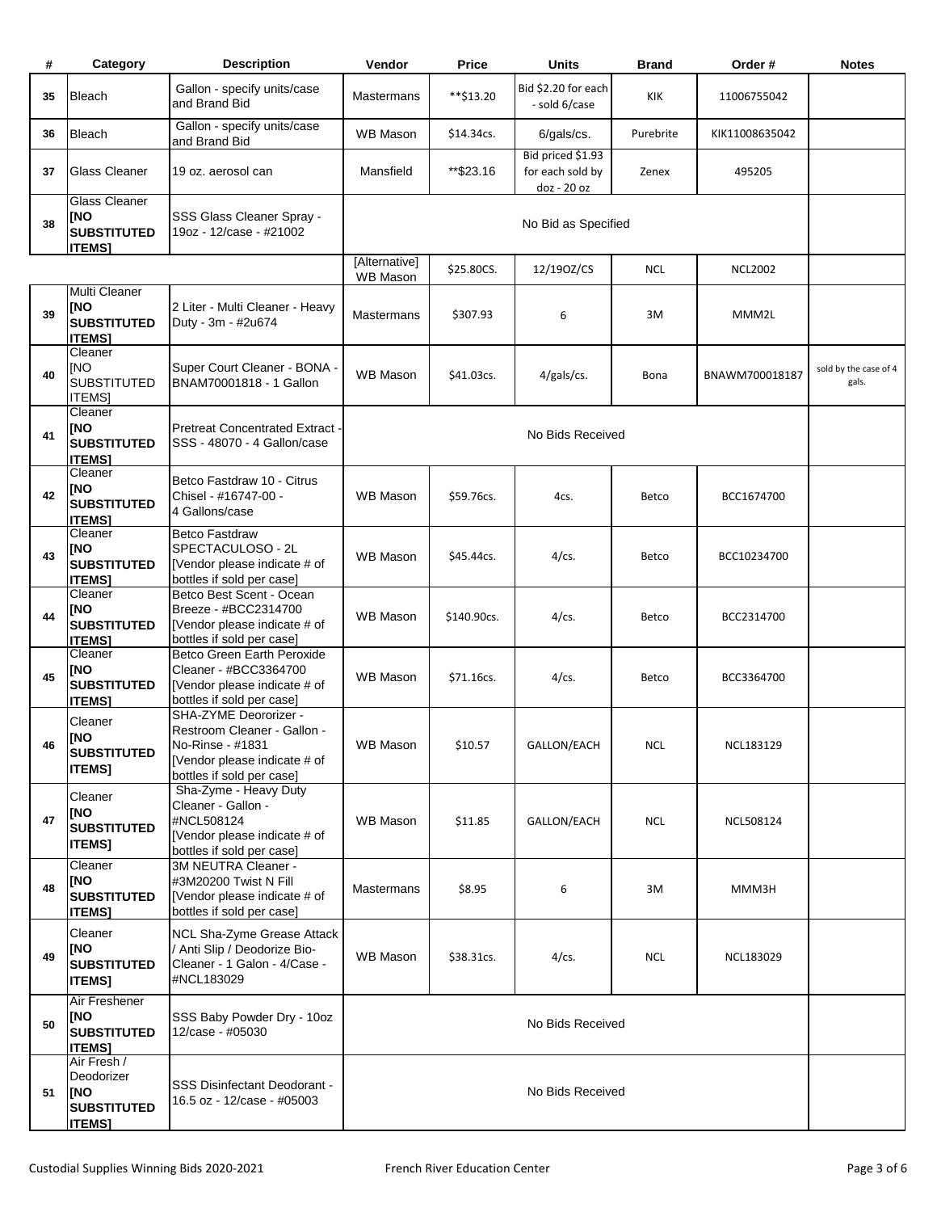| # | Category | Description | Vendor | Price | Units | Brand | Order # | Notes |
|---|---|---|---|---|---|---|---|---|
| 35 | Bleach | Gallon - specify units/case and Brand Bid | Mastermans | **$13.20 | Bid $2.20 for each - sold 6/case | KIK | 11006755042 | |
| 36 | Bleach | Gallon - specify units/case and Brand Bid | WB Mason | $14.34cs. | 6/gals/cs. | Purebrite | KIK11008635042 | |
| 37 | Glass Cleaner | 19 oz. aerosol can | Mansfield | **$23.16 | Bid priced $1.93 for each sold by doz - 20 oz | Zenex | 495205 | |
| 38 | Glass Cleaner [NO SUBSTITUTED ITEMS] | SSS Glass Cleaner Spray - 19oz - 12/case - #21002 | No Bid as Specified | | | | | |
| | | | [Alternative] WB Mason | $25.80CS. | 12/19OZ/CS | NCL | NCL2002 | |
| 39 | Multi Cleaner [NO SUBSTITUTED ITEMS] | 2 Liter - Multi Cleaner - Heavy Duty - 3m - #2u674 | Mastermans | $307.93 | 6 | 3M | MMM2L | |
| 40 | Cleaner [NO SUBSTITUTED ITEMS] | Super Court Cleaner - BONA - BNAM70001818 - 1 Gallon | WB Mason | $41.03cs. | 4/gals/cs. | Bona | BNAWM700018187 | sold by the case of 4 gals. |
| 41 | Cleaner [NO SUBSTITUTED ITEMS] | Pretreat Concentrated Extract - SSS - 48070 - 4 Gallon/case | No Bids Received | | | | | |
| 42 | Cleaner [NO SUBSTITUTED ITEMS] | Betco Fastdraw 10 - Citrus Chisel - #16747-00 - 4 Gallons/case | WB Mason | $59.76cs. | 4cs. | Betco | BCC1674700 | |
| 43 | Cleaner [NO SUBSTITUTED ITEMS] | Betco Fastdraw SPECTACULOSO - 2L [Vendor please indicate # of bottles if sold per case] | WB Mason | $45.44cs. | 4/cs. | Betco | BCC10234700 | |
| 44 | Cleaner [NO SUBSTITUTED ITEMS] | Betco Best Scent - Ocean Breeze - #BCC2314700 [Vendor please indicate # of bottles if sold per case] | WB Mason | $140.90cs. | 4/cs. | Betco | BCC2314700 | |
| 45 | Cleaner [NO SUBSTITUTED ITEMS] | Betco Green Earth Peroxide Cleaner - #BCC3364700 [Vendor please indicate # of bottles if sold per case] | WB Mason | $71.16cs. | 4/cs. | Betco | BCC3364700 | |
| 46 | Cleaner [NO SUBSTITUTED ITEMS] | SHA-ZYME Deororizer - Restroom Cleaner - Gallon - No-Rinse - #1831 [Vendor please indicate # of bottles if sold per case] | WB Mason | $10.57 | GALLON/EACH | NCL | NCL183129 | |
| 47 | Cleaner [NO SUBSTITUTED ITEMS] | Sha-Zyme - Heavy Duty Cleaner - Gallon - #NCL508124 [Vendor please indicate # of bottles if sold per case] | WB Mason | $11.85 | GALLON/EACH | NCL | NCL508124 | |
| 48 | Cleaner [NO SUBSTITUTED ITEMS] | 3M NEUTRA Cleaner - #3M20200 Twist N Fill [Vendor please indicate # of bottles if sold per case] | Mastermans | $8.95 | 6 | 3M | MMM3H | |
| 49 | Cleaner [NO SUBSTITUTED ITEMS] | NCL Sha-Zyme Grease Attack / Anti Slip / Deodorize Bio-Cleaner - 1 Galon - 4/Case - #NCL183029 | WB Mason | $38.31cs. | 4/cs. | NCL | NCL183029 | |
| 50 | Air Freshener [NO SUBSTITUTED ITEMS] | SSS Baby Powder Dry - 10oz 12/case - #05030 | No Bids Received | | | | | |
| 51 | Air Fresh / Deodorizer [NO SUBSTITUTED ITEMS] | SSS Disinfectant Deodorant - 16.5 oz - 12/case - #05003 | No Bids Received | | | | | |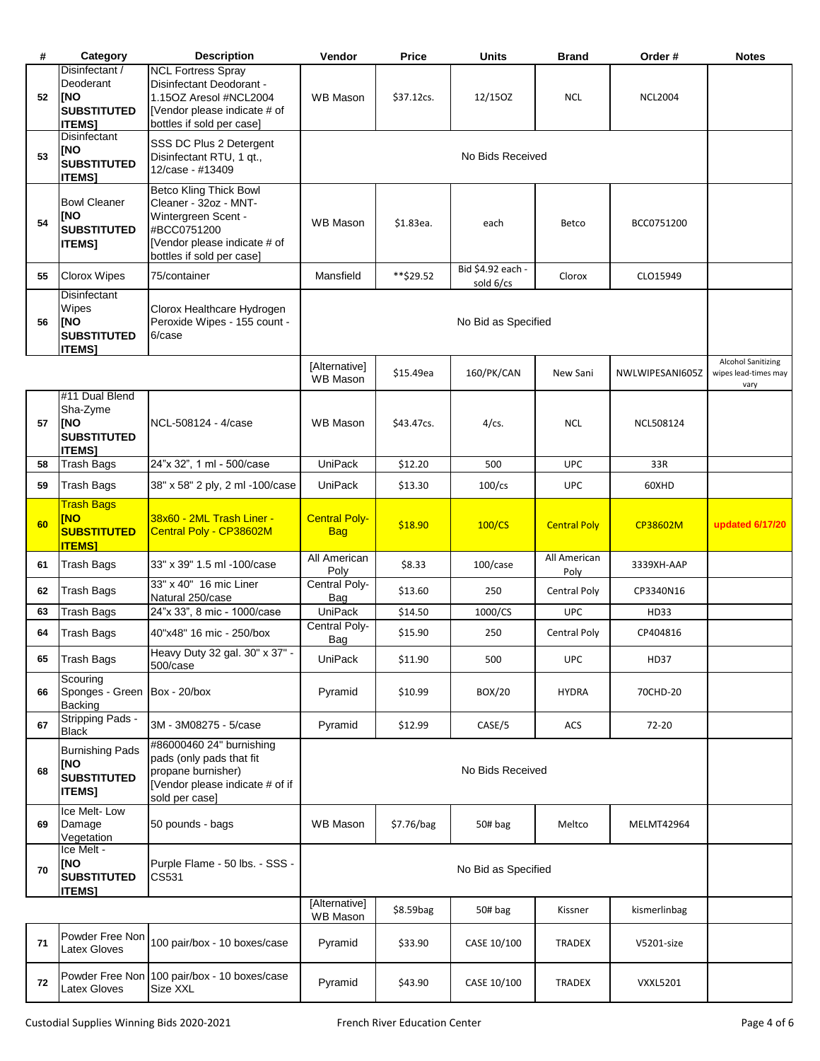| # | Category | Description | Vendor | Price | Units | Brand | Order # | Notes |
|---|---|---|---|---|---|---|---|---|
| 52 | Disinfectant / Deoderant **[NO SUBSTITUTED ITEMS]** | NCL Fortress Spray Disinfectant Deodorant - 1.15OZ Aresol #NCL2004 [Vendor please indicate # of bottles if sold per case] | WB Mason | $37.12cs. | 12/15OZ | NCL | NCL2004 | |
| 53 | Disinfectant **[NO SUBSTITUTED ITEMS]** | SSS DC Plus 2 Detergent Disinfectant RTU, 1 qt., 12/case - #13409 | No Bids Received | | | | | |
| 54 | Bowl Cleaner **[NO SUBSTITUTED ITEMS]** | Betco Kling Thick Bowl Cleaner - 32oz - MNT-Wintergreen Scent - #BCC0751200 [Vendor please indicate # of bottles if sold per case] | WB Mason | $1.83ea. | each | Betco | BCC0751200 | |
| 55 | Clorox Wipes | 75/container | Mansfield | **$29.52 | Bid $4.92 each - sold 6/cs | Clorox | CLO15949 | |
| 56 | Disinfectant Wipes **[NO SUBSTITUTED ITEMS]** | Clorox Healthcare Hydrogen Peroxide Wipes - 155 count - 6/case | No Bid as Specified | | | | | |
| | | | [Alternative] WB Mason | $15.49ea | 160/PK/CAN | New Sani | NWLWIPESANI605Z | Alcohol Sanitizing wipes lead-times may vary |
| 57 | #11 Dual Blend Sha-Zyme **[NO SUBSTITUTED ITEMS]** | NCL-508124 - 4/case | WB Mason | $43.47cs. | 4/cs. | NCL | NCL508124 | |
| 58 | Trash Bags | 24"x 32", 1 ml - 500/case | UniPack | $12.20 | 500 | UPC | 33R | |
| 59 | Trash Bags | 38" x 58" 2 ply, 2 ml -100/case | UniPack | $13.30 | 100/cs | UPC | 60XHD | |
| 60 | Trash Bags **[NO SUBSTITUTED ITEMS]** | 38x60 - 2ML Trash Liner - Central Poly - CP38602M | Central Poly-Bag | $18.90 | 100/CS | Central Poly | CP38602M | **updated 6/17/20** |
| 61 | Trash Bags | 33" x 39" 1.5 ml -100/case | All American Poly | $8.33 | 100/case | All American Poly | 3339XH-AAP | |
| 62 | Trash Bags | 33" x 40" 16 mic Liner Natural 250/case | Central Poly-Bag | $13.60 | 250 | Central Poly | CP3340N16 | |
| 63 | Trash Bags | 24"x 33", 8 mic - 1000/case | UniPack | $14.50 | 1000/CS | UPC | HD33 | |
| 64 | Trash Bags | 40"x48" 16 mic - 250/box | Central Poly-Bag | $15.90 | 250 | Central Poly | CP404816 | |
| 65 | Trash Bags | Heavy Duty 32 gal. 30" x 37" - 500/case | UniPack | $11.90 | 500 | UPC | HD37 | |
| 66 | Scouring Sponges - Green Backing | Box - 20/box | Pyramid | $10.99 | BOX/20 | HYDRA | 70CHD-20 | |
| 67 | Stripping Pads - Black | 3M - 3M08275 - 5/case | Pyramid | $12.99 | CASE/5 | ACS | 72-20 | |
| 68 | Burnishing Pads **[NO SUBSTITUTED ITEMS]** | #86000460 24" burnishing pads (only pads that fit propane burnisher) [Vendor please indicate # of if sold per case] | No Bids Received | | | | | |
| 69 | Ice Melt- Low Damage Vegetation | 50 pounds - bags | WB Mason | $7.76/bag | 50# bag | Meltco | MELMT42964 | |
| 70 | Ice Melt - **[NO SUBSTITUTED ITEMS]** | Purple Flame - 50 lbs. - SSS - CS531 | No Bid as Specified | | | | | |
| | | | [Alternative] WB Mason | $8.59bag | 50# bag | Kissner | kismerlinbag | |
| 71 | Powder Free Non Latex Gloves | 100 pair/box - 10 boxes/case | Pyramid | $33.90 | CASE 10/100 | TRADEX | V5201-size | |
| 72 | Powder Free Non Latex Gloves | 100 pair/box - 10 boxes/case Size XXL | Pyramid | $43.90 | CASE 10/100 | TRADEX | VXXL5201 | |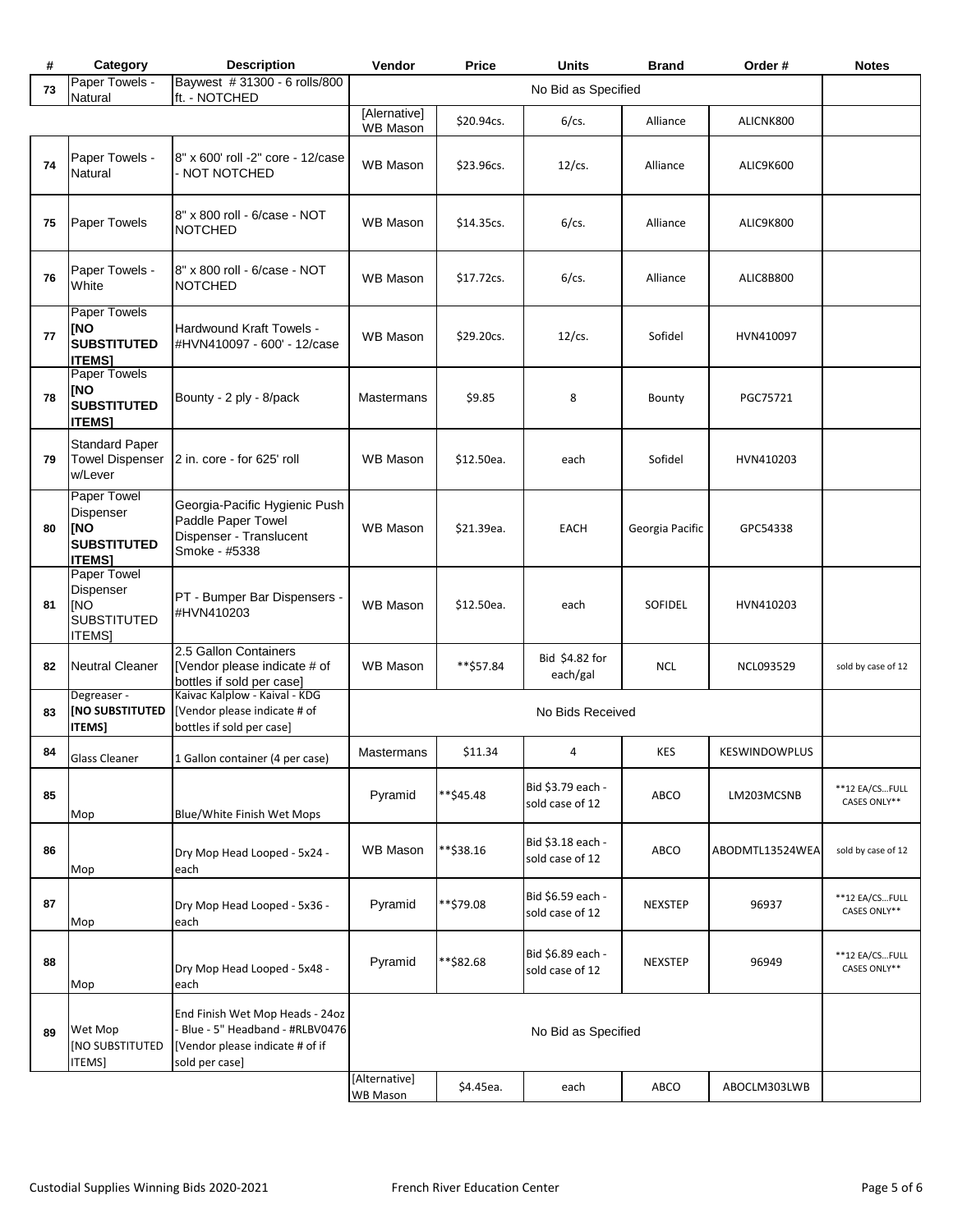| # | Category | Description | Vendor | Price | Units | Brand | Order # | Notes |
|---|---|---|---|---|---|---|---|---|
| 73 | Paper Towels - Natural | Baywest # 31300 - 6 rolls/800 ft. - NOTCHED | No Bid as Specified | | | | | |
| | | | [Alernative] WB Mason | $20.94cs. | 6/cs. | Alliance | ALICNK800 | |
| 74 | Paper Towels - Natural | 8" x 600' roll -2" core - 12/case - NOT NOTCHED | WB Mason | $23.96cs. | 12/cs. | Alliance | ALIC9K600 | |
| 75 | Paper Towels | 8" x 800 roll - 6/case - NOT NOTCHED | WB Mason | $14.35cs. | 6/cs. | Alliance | ALIC9K800 | |
| 76 | Paper Towels - White | 8" x 800 roll - 6/case - NOT NOTCHED | WB Mason | $17.72cs. | 6/cs. | Alliance | ALIC8B800 | |
| 77 | Paper Towels **[NO SUBSTITUTED ITEMS]** | Hardwound Kraft Towels - #HVN410097 - 600' - 12/case | WB Mason | $29.20cs. | 12/cs. | Sofidel | HVN410097 | |
| 78 | Paper Towels **[NO SUBSTITUTED ITEMS]** | Bounty - 2 ply - 8/pack | Mastermans | $9.85 | 8 | Bounty | PGC75721 | |
| 79 | Standard Paper Towel Dispenser w/Lever | 2 in. core - for 625' roll | WB Mason | $12.50ea. | each | Sofidel | HVN410203 | |
| 80 | Paper Towel Dispenser **[NO SUBSTITUTED ITEMS]** | Georgia-Pacific Hygienic Push Paddle Paper Towel Dispenser - Translucent Smoke - #5338 | WB Mason | $21.39ea. | EACH | Georgia Pacific | GPC54338 | |
| 81 | Paper Towel Dispenser [NO SUBSTITUTED ITEMS] | PT - Bumper Bar Dispensers - #HVN410203 | WB Mason | $12.50ea. | each | SOFIDEL | HVN410203 | |
| 82 | Neutral Cleaner | 2.5 Gallon Containers [Vendor please indicate # of bottles if sold per case] | WB Mason | **$57.84 | Bid $4.82 for each/gal | NCL | NCL093529 | sold by case of 12 |
| 83 | Degreaser - **[NO SUBSTITUTED ITEMS]** | Kaivac Kalplow - Kaival - KDG [Vendor please indicate # of bottles if sold per case] | No Bids Received | | | | | |
| 84 | Glass Cleaner | 1 Gallon container (4 per case) | Mastermans | $11.34 | 4 | KES | KESWINDOWPLUS | |
| 85 | Mop | Blue/White Finish Wet Mops | Pyramid | **$45.48 | Bid $3.79 each - sold case of 12 | ABCO | LM203MCSNB | **12 EA/CS...FULL CASES ONLY** |
| 86 | Mop | Dry Mop Head Looped - 5x24 - each | WB Mason | **$38.16 | Bid $3.18 each - sold case of 12 | ABCO | ABODMTL13524WEA | sold by case of 12 |
| 87 | Mop | Dry Mop Head Looped - 5x36 - each | Pyramid | **$79.08 | Bid $6.59 each - sold case of 12 | NEXSTEP | 96937 | **12 EA/CS...FULL CASES ONLY** |
| 88 | Mop | Dry Mop Head Looped - 5x48 - each | Pyramid | **$82.68 | Bid $6.89 each - sold case of 12 | NEXSTEP | 96949 | **12 EA/CS...FULL CASES ONLY** |
| 89 | Wet Mop [NO SUBSTITUTED ITEMS] | End Finish Wet Mop Heads - 24oz - Blue - 5" Headband - #RLBV0476 [Vendor please indicate # of if sold per case] | No Bid as Specified | | | | | |
| | | | [Alternative] WB Mason | $4.45ea. | each | ABCO | ABOCLM303LWB | |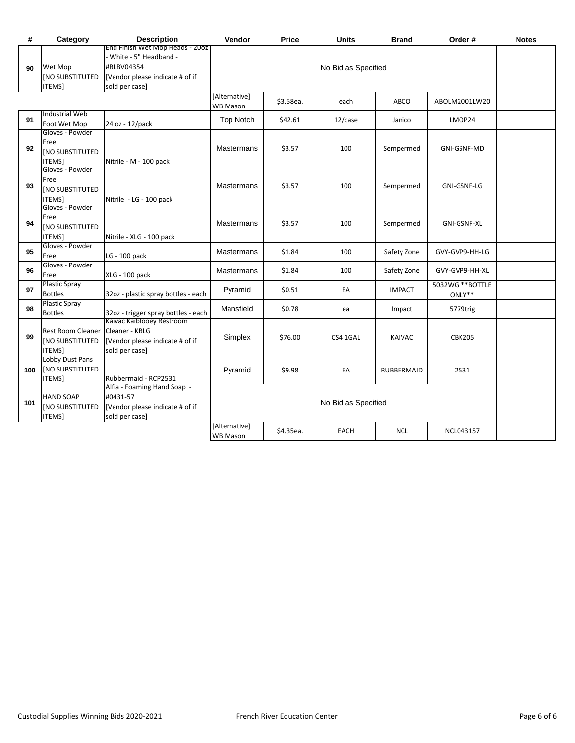| # | Category | Description | Vendor | Price | Units | Brand | Order # | Notes |
|---|---|---|---|---|---|---|---|---|
| 90 | Wet Mop [NO SUBSTITUTED ITEMS] | End Finish Wet Mop Heads - 20oz - White - 5" Headband - #RLBV04354 [Vendor please indicate # of if sold per case] | No Bid as Specified | | | | | |
| | | | [Alternative] WB Mason | $3.58ea. | each | ABCO | ABOLM2001LW20 | |
| 91 | Industrial Web Foot Wet Mop | 24 oz - 12/pack | Top Notch | $42.61 | 12/case | Janico | LMOP24 | |
| 92 | Gloves - Powder Free [NO SUBSTITUTED ITEMS] | Nitrile - M - 100 pack | Mastermans | $3.57 | 100 | Sempermed | GNI-GSNF-MD | |
| 93 | Gloves - Powder Free [NO SUBSTITUTED ITEMS] | Nitrile - LG - 100 pack | Mastermans | $3.57 | 100 | Sempermed | GNI-GSNF-LG | |
| 94 | Gloves - Powder Free [NO SUBSTITUTED ITEMS] | Nitrile - XLG - 100 pack | Mastermans | $3.57 | 100 | Sempermed | GNI-GSNF-XL | |
| 95 | Gloves - Powder Free | LG - 100 pack | Mastermans | $1.84 | 100 | Safety Zone | GVY-GVP9-HH-LG | |
| 96 | Gloves - Powder Free | XLG - 100 pack | Mastermans | $1.84 | 100 | Safety Zone | GVY-GVP9-HH-XL | |
| 97 | Plastic Spray Bottles | 32oz - plastic spray bottles - each | Pyramid | $0.51 | EA | IMPACT | 5032WG **BOTTLE ONLY** | |
| 98 | Plastic Spray Bottles | 32oz - trigger spray bottles - each | Mansfield | $0.78 | ea | Impact | 5779trig | |
| 99 | Rest Room Cleaner [NO SUBSTITUTED ITEMS] | Kaivac Kaiblooey Restroom Cleaner - KBLG [Vendor please indicate # of if sold per case] | Simplex | $76.00 | CS4 1GAL | KAIVAC | CBK205 | |
| 100 | Lobby Dust Pans [NO SUBSTITUTED ITEMS] | Rubbermaid - RCP2531 | Pyramid | $9.98 | EA | RUBBERMAID | 2531 | |
| 101 | HAND SOAP [NO SUBSTITUTED ITEMS] | Alfia - Foaming Hand Soap - #0431-57 [Vendor please indicate # of if sold per case] | No Bid as Specified | | | | | |
| | | | [Alternative] WB Mason | $4.35ea. | EACH | NCL | NCL043157 | |